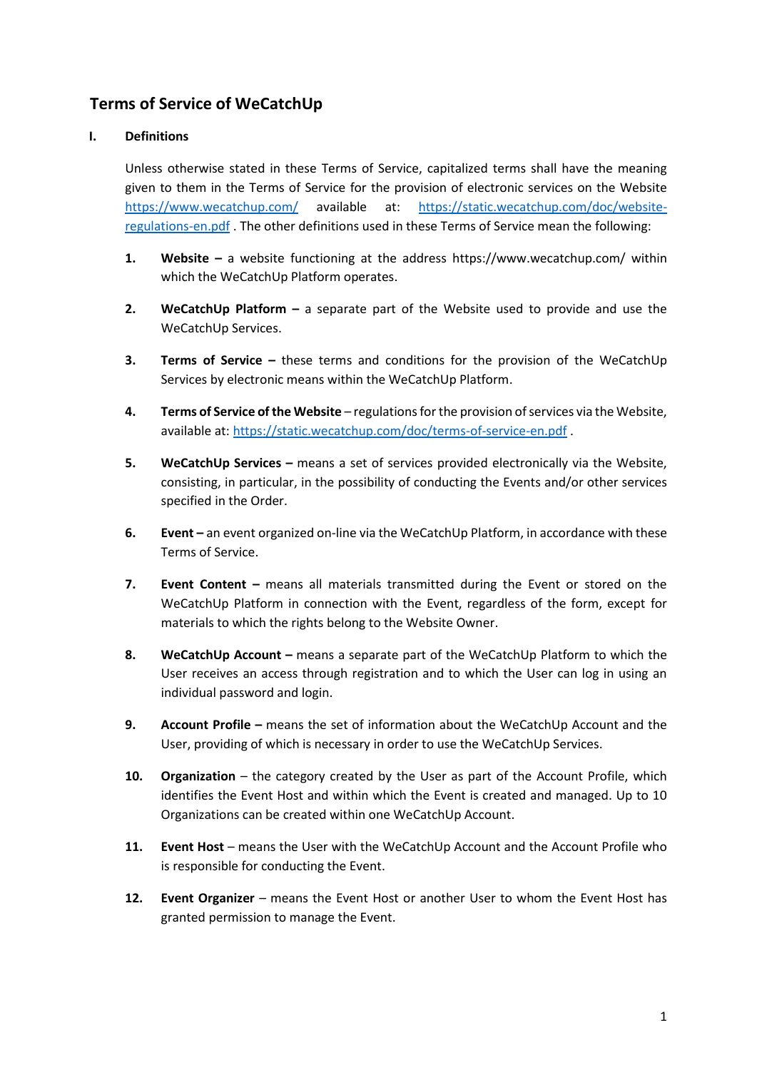# Terms of Service of WeCatchUp

## I. Definitions

Unless otherwise stated in these Terms of Service, capitalized terms shall have the meaning given to them in the Terms of Service for the provision of electronic services on the Website [https://www.wecatchup.com/](https://www.wecatchup.com/) available at: [https://static.wecatchup.com/doc/website-regulations-en.pdf](https://static.wecatchup.com/doc/website-regulations-en.pdf) . The other definitions used in these Terms of Service mean the following:

1. **Website –** a website functioning at the address https://www.wecatchup.com/ within which the WeCatchUp Platform operates.

2. **WeCatchUp Platform –** a separate part of the Website used to provide and use the WeCatchUp Services.

3. **Terms of Service –** these terms and conditions for the provision of the WeCatchUp Services by electronic means within the WeCatchUp Platform.

4. **Terms of Service of the Website** – regulations for the provision of services via the Website, available at: [https://static.wecatchup.com/doc/terms-of-service-en.pdf](https://static.wecatchup.com/doc/terms-of-service-en.pdf) .

5. **WeCatchUp Services –** means a set of services provided electronically via the Website, consisting, in particular, in the possibility of conducting the Events and/or other services specified in the Order.

6. **Event –** an event organized on-line via the WeCatchUp Platform, in accordance with these Terms of Service.

7. **Event Content –** means all materials transmitted during the Event or stored on the WeCatchUp Platform in connection with the Event, regardless of the form, except for materials to which the rights belong to the Website Owner.

8. **WeCatchUp Account –** means a separate part of the WeCatchUp Platform to which the User receives an access through registration and to which the User can log in using an individual password and login.

9. **Account Profile –** means the set of information about the WeCatchUp Account and the User, providing of which is necessary in order to use the WeCatchUp Services.

10. **Organization** – the category created by the User as part of the Account Profile, which identifies the Event Host and within which the Event is created and managed. Up to 10 Organizations can be created within one WeCatchUp Account.

11. **Event Host** – means the User with the WeCatchUp Account and the Account Profile who is responsible for conducting the Event.

12. **Event Organizer** – means the Event Host or another User to whom the Event Host has granted permission to manage the Event.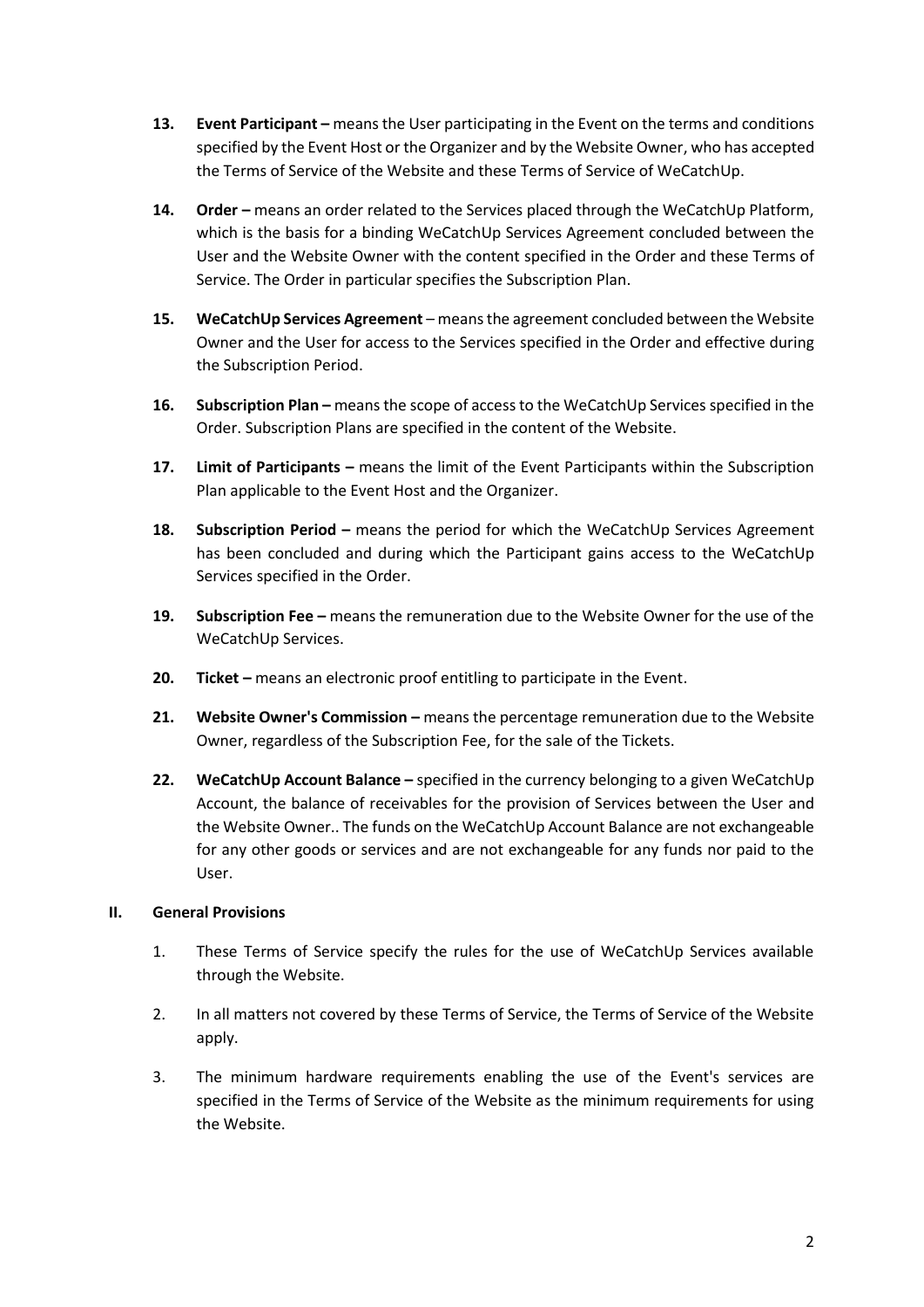13. **Event Participant –** means the User participating in the Event on the terms and conditions specified by the Event Host or the Organizer and by the Website Owner, who has accepted the Terms of Service of the Website and these Terms of Service of WeCatchUp.

14. **Order –** means an order related to the Services placed through the WeCatchUp Platform, which is the basis for a binding WeCatchUp Services Agreement concluded between the User and the Website Owner with the content specified in the Order and these Terms of Service. The Order in particular specifies the Subscription Plan.

15. **WeCatchUp Services Agreement** – means the agreement concluded between the Website Owner and the User for access to the Services specified in the Order and effective during the Subscription Period.

16. **Subscription Plan –** means the scope of access to the WeCatchUp Services specified in the Order. Subscription Plans are specified in the content of the Website.

17. **Limit of Participants –** means the limit of the Event Participants within the Subscription Plan applicable to the Event Host and the Organizer.

18. **Subscription Period –** means the period for which the WeCatchUp Services Agreement has been concluded and during which the Participant gains access to the WeCatchUp Services specified in the Order.

19. **Subscription Fee –** means the remuneration due to the Website Owner for the use of the WeCatchUp Services.

20. **Ticket –** means an electronic proof entitling to participate in the Event.

21. **Website Owner's Commission –** means the percentage remuneration due to the Website Owner, regardless of the Subscription Fee, for the sale of the Tickets.

22. **WeCatchUp Account Balance –** specified in the currency belonging to a given WeCatchUp Account, the balance of receivables for the provision of Services between the User and the Website Owner.. The funds on the WeCatchUp Account Balance are not exchangeable for any other goods or services and are not exchangeable for any funds nor paid to the User.

## II. General Provisions

1. These Terms of Service specify the rules for the use of WeCatchUp Services available through the Website.

2. In all matters not covered by these Terms of Service, the Terms of Service of the Website apply.

3. The minimum hardware requirements enabling the use of the Event's services are specified in the Terms of Service of the Website as the minimum requirements for using the Website.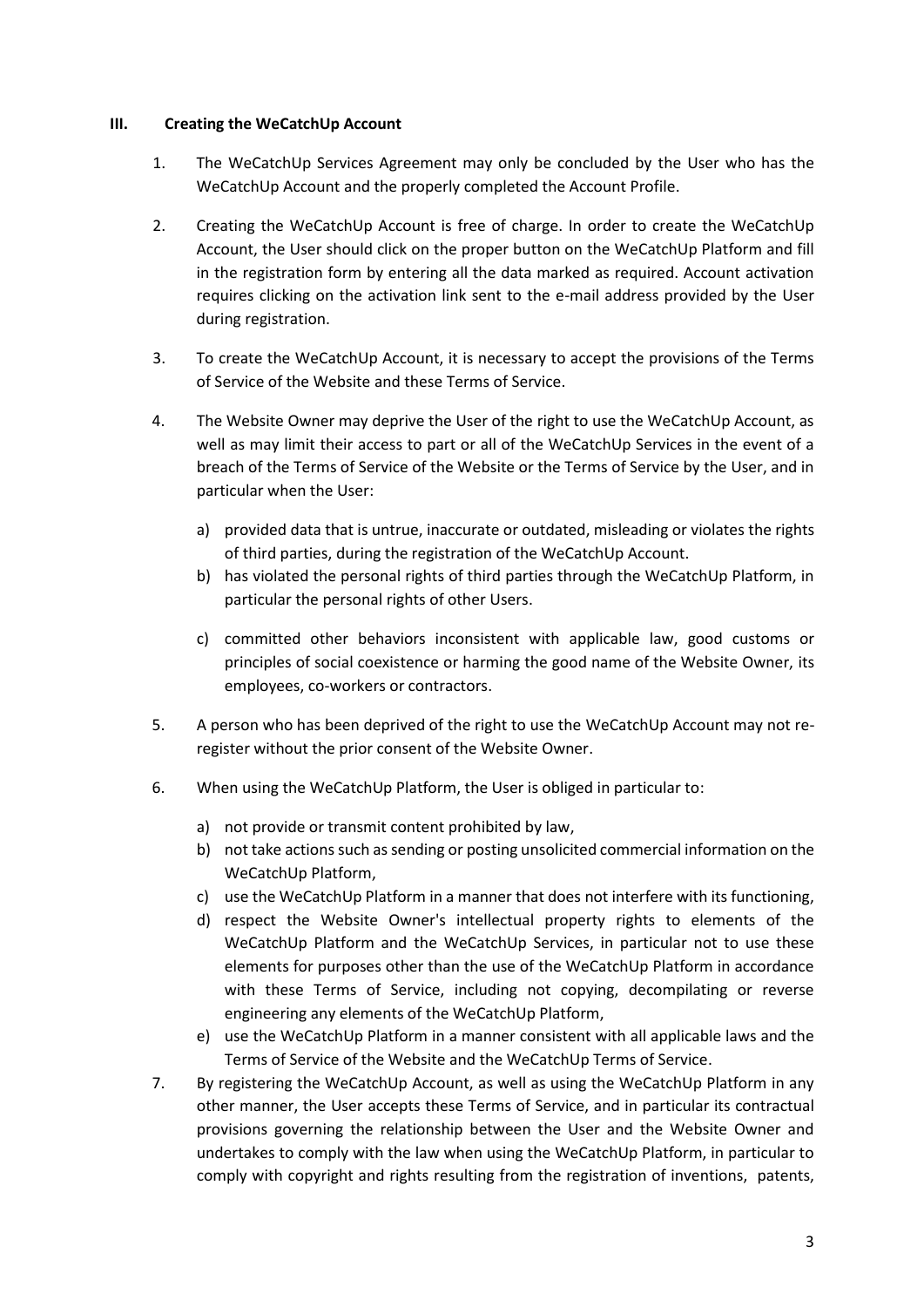## III. Creating the WeCatchUp Account

1. The WeCatchUp Services Agreement may only be concluded by the User who has the WeCatchUp Account and the properly completed the Account Profile.
2. Creating the WeCatchUp Account is free of charge. In order to create the WeCatchUp Account, the User should click on the proper button on the WeCatchUp Platform and fill in the registration form by entering all the data marked as required. Account activation requires clicking on the activation link sent to the e-mail address provided by the User during registration.
3. To create the WeCatchUp Account, it is necessary to accept the provisions of the Terms of Service of the Website and these Terms of Service.
4. The Website Owner may deprive the User of the right to use the WeCatchUp Account, as well as may limit their access to part or all of the WeCatchUp Services in the event of a breach of the Terms of Service of the Website or the Terms of Service by the User, and in particular when the User:
   a) provided data that is untrue, inaccurate or outdated, misleading or violates the rights of third parties, during the registration of the WeCatchUp Account.
   b) has violated the personal rights of third parties through the WeCatchUp Platform, in particular the personal rights of other Users.
   c) committed other behaviors inconsistent with applicable law, good customs or principles of social coexistence or harming the good name of the Website Owner, its employees, co-workers or contractors.
5. A person who has been deprived of the right to use the WeCatchUp Account may not re-register without the prior consent of the Website Owner.
6. When using the WeCatchUp Platform, the User is obliged in particular to:
   a) not provide or transmit content prohibited by law,
   b) not take actions such as sending or posting unsolicited commercial information on the WeCatchUp Platform,
   c) use the WeCatchUp Platform in a manner that does not interfere with its functioning,
   d) respect the Website Owner's intellectual property rights to elements of the WeCatchUp Platform and the WeCatchUp Services, in particular not to use these elements for purposes other than the use of the WeCatchUp Platform in accordance with these Terms of Service, including not copying, decompilating or reverse engineering any elements of the WeCatchUp Platform,
   e) use the WeCatchUp Platform in a manner consistent with all applicable laws and the Terms of Service of the Website and the WeCatchUp Terms of Service.
7. By registering the WeCatchUp Account, as well as using the WeCatchUp Platform in any other manner, the User accepts these Terms of Service, and in particular its contractual provisions governing the relationship between the User and the Website Owner and undertakes to comply with the law when using the WeCatchUp Platform, in particular to comply with copyright and rights resulting from the registration of inventions, patents,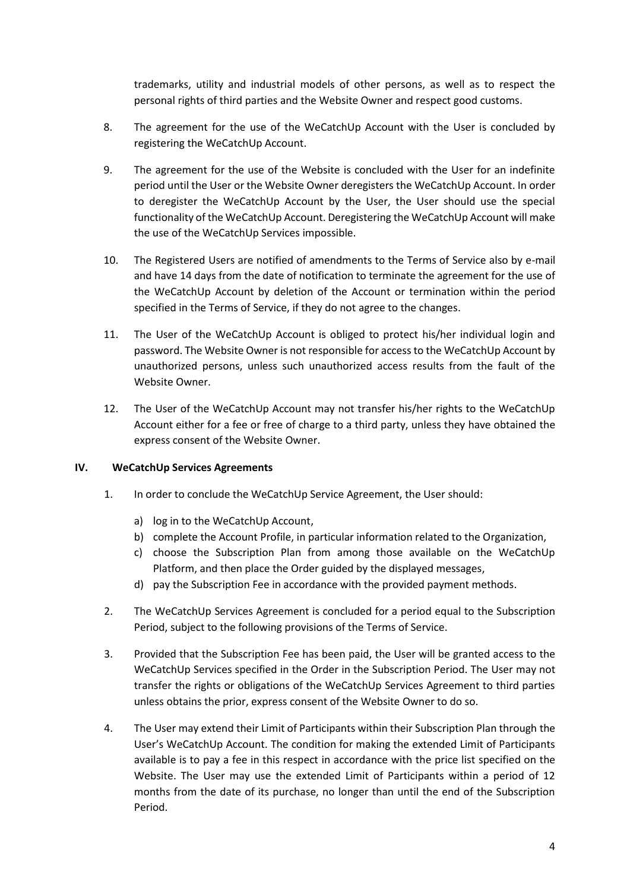trademarks, utility and industrial models of other persons, as well as to respect the personal rights of third parties and the Website Owner and respect good customs.

8. The agreement for the use of the WeCatchUp Account with the User is concluded by registering the WeCatchUp Account.

9. The agreement for the use of the Website is concluded with the User for an indefinite period until the User or the Website Owner deregisters the WeCatchUp Account. In order to deregister the WeCatchUp Account by the User, the User should use the special functionality of the WeCatchUp Account. Deregistering the WeCatchUp Account will make the use of the WeCatchUp Services impossible.

10. The Registered Users are notified of amendments to the Terms of Service also by e-mail and have 14 days from the date of notification to terminate the agreement for the use of the WeCatchUp Account by deletion of the Account or termination within the period specified in the Terms of Service, if they do not agree to the changes.

11. The User of the WeCatchUp Account is obliged to protect his/her individual login and password. The Website Owner is not responsible for access to the WeCatchUp Account by unauthorized persons, unless such unauthorized access results from the fault of the Website Owner.

12. The User of the WeCatchUp Account may not transfer his/her rights to the WeCatchUp Account either for a fee or free of charge to a third party, unless they have obtained the express consent of the Website Owner.

## IV. WeCatchUp Services Agreements

1. In order to conclude the WeCatchUp Service Agreement, the User should:
   a) log in to the WeCatchUp Account,
   b) complete the Account Profile, in particular information related to the Organization,
   c) choose the Subscription Plan from among those available on the WeCatchUp Platform, and then place the Order guided by the displayed messages,
   d) pay the Subscription Fee in accordance with the provided payment methods.

2. The WeCatchUp Services Agreement is concluded for a period equal to the Subscription Period, subject to the following provisions of the Terms of Service.

3. Provided that the Subscription Fee has been paid, the User will be granted access to the WeCatchUp Services specified in the Order in the Subscription Period. The User may not transfer the rights or obligations of the WeCatchUp Services Agreement to third parties unless obtains the prior, express consent of the Website Owner to do so.

4. The User may extend their Limit of Participants within their Subscription Plan through the User's WeCatchUp Account. The condition for making the extended Limit of Participants available is to pay a fee in this respect in accordance with the price list specified on the Website. The User may use the extended Limit of Participants within a period of 12 months from the date of its purchase, no longer than until the end of the Subscription Period.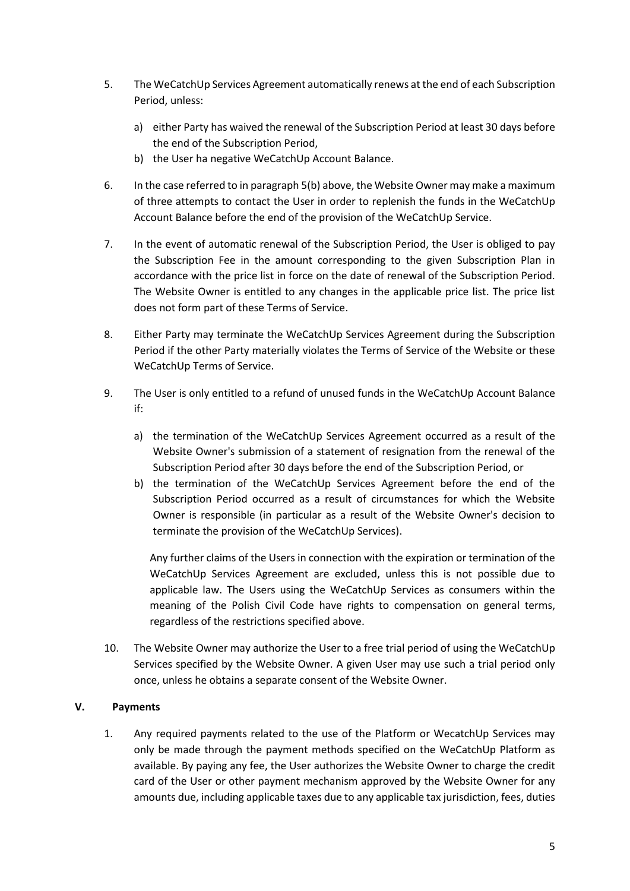5. The WeCatchUp Services Agreement automatically renews at the end of each Subscription Period, unless:

   a) either Party has waived the renewal of the Subscription Period at least 30 days before the end of the Subscription Period,
   b) the User ha negative WeCatchUp Account Balance.

6. In the case referred to in paragraph 5(b) above, the Website Owner may make a maximum of three attempts to contact the User in order to replenish the funds in the WeCatchUp Account Balance before the end of the provision of the WeCatchUp Service.

7. In the event of automatic renewal of the Subscription Period, the User is obliged to pay the Subscription Fee in the amount corresponding to the given Subscription Plan in accordance with the price list in force on the date of renewal of the Subscription Period. The Website Owner is entitled to any changes in the applicable price list. The price list does not form part of these Terms of Service.

8. Either Party may terminate the WeCatchUp Services Agreement during the Subscription Period if the other Party materially violates the Terms of Service of the Website or these WeCatchUp Terms of Service.

9. The User is only entitled to a refund of unused funds in the WeCatchUp Account Balance if:

   a) the termination of the WeCatchUp Services Agreement occurred as a result of the Website Owner's submission of a statement of resignation from the renewal of the Subscription Period after 30 days before the end of the Subscription Period, or
   b) the termination of the WeCatchUp Services Agreement before the end of the Subscription Period occurred as a result of circumstances for which the Website Owner is responsible (in particular as a result of the Website Owner's decision to terminate the provision of the WeCatchUp Services).

   Any further claims of the Users in connection with the expiration or termination of the WeCatchUp Services Agreement are excluded, unless this is not possible due to applicable law. The Users using the WeCatchUp Services as consumers within the meaning of the Polish Civil Code have rights to compensation on general terms, regardless of the restrictions specified above.

10. The Website Owner may authorize the User to a free trial period of using the WeCatchUp Services specified by the Website Owner. A given User may use such a trial period only once, unless he obtains a separate consent of the Website Owner.

## V. Payments

1. Any required payments related to the use of the Platform or WecatchUp Services may only be made through the payment methods specified on the WeCatchUp Platform as available. By paying any fee, the User authorizes the Website Owner to charge the credit card of the User or other payment mechanism approved by the Website Owner for any amounts due, including applicable taxes due to any applicable tax jurisdiction, fees, duties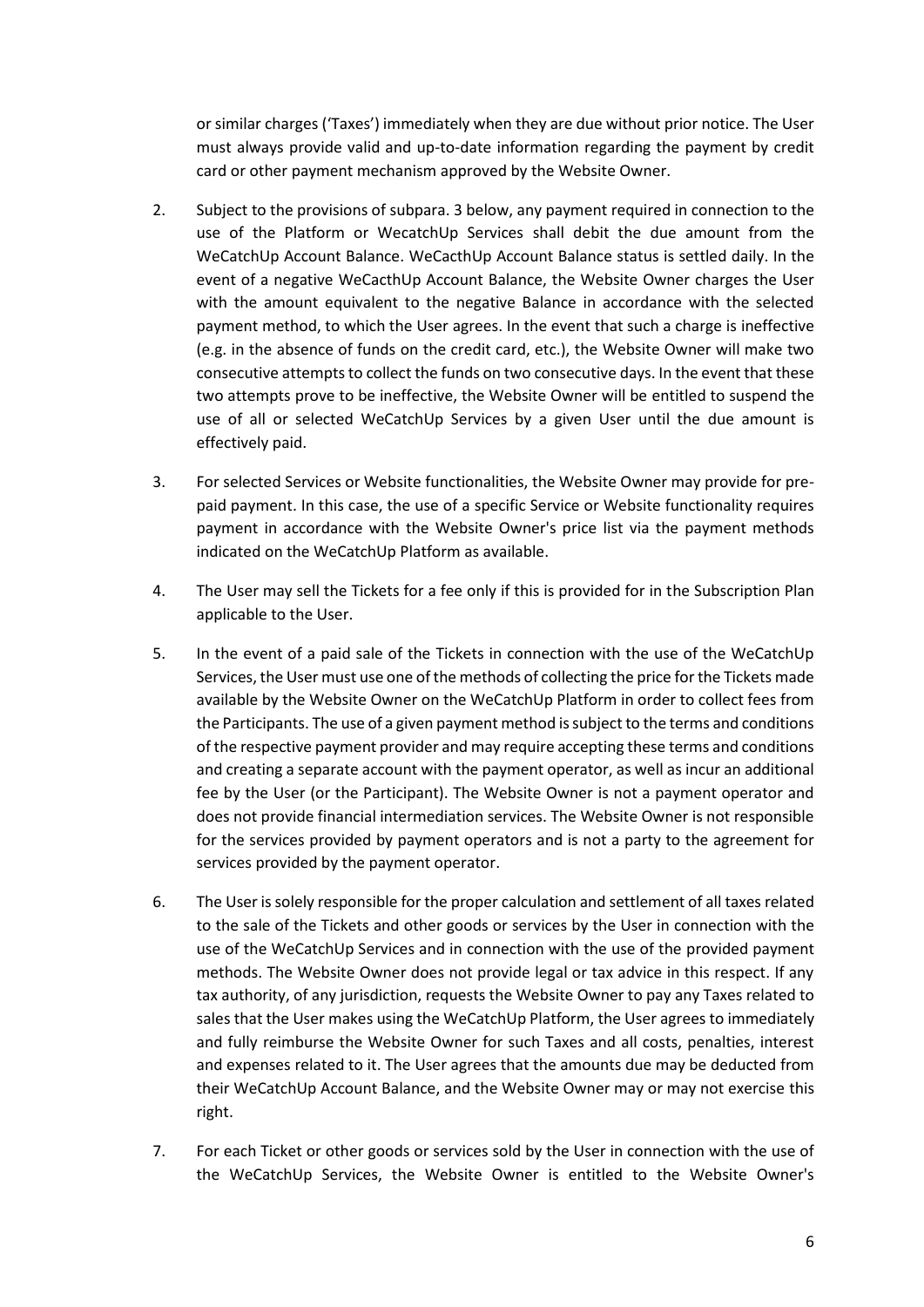or similar charges ('Taxes') immediately when they are due without prior notice. The User must always provide valid and up-to-date information regarding the payment by credit card or other payment mechanism approved by the Website Owner.

2. Subject to the provisions of subpara. 3 below, any payment required in connection to the use of the Platform or WecatchUp Services shall debit the due amount from the WeCatchUp Account Balance. WeCacthUp Account Balance status is settled daily. In the event of a negative WeCacthUp Account Balance, the Website Owner charges the User with the amount equivalent to the negative Balance in accordance with the selected payment method, to which the User agrees. In the event that such a charge is ineffective (e.g. in the absence of funds on the credit card, etc.), the Website Owner will make two consecutive attempts to collect the funds on two consecutive days. In the event that these two attempts prove to be ineffective, the Website Owner will be entitled to suspend the use of all or selected WeCatchUp Services by a given User until the due amount is effectively paid.

3. For selected Services or Website functionalities, the Website Owner may provide for pre-paid payment. In this case, the use of a specific Service or Website functionality requires payment in accordance with the Website Owner's price list via the payment methods indicated on the WeCatchUp Platform as available.

4. The User may sell the Tickets for a fee only if this is provided for in the Subscription Plan applicable to the User.

5. In the event of a paid sale of the Tickets in connection with the use of the WeCatchUp Services, the User must use one of the methods of collecting the price for the Tickets made available by the Website Owner on the WeCatchUp Platform in order to collect fees from the Participants. The use of a given payment method is subject to the terms and conditions of the respective payment provider and may require accepting these terms and conditions and creating a separate account with the payment operator, as well as incur an additional fee by the User (or the Participant). The Website Owner is not a payment operator and does not provide financial intermediation services. The Website Owner is not responsible for the services provided by payment operators and is not a party to the agreement for services provided by the payment operator.

6. The User is solely responsible for the proper calculation and settlement of all taxes related to the sale of the Tickets and other goods or services by the User in connection with the use of the WeCatchUp Services and in connection with the use of the provided payment methods. The Website Owner does not provide legal or tax advice in this respect. If any tax authority, of any jurisdiction, requests the Website Owner to pay any Taxes related to sales that the User makes using the WeCatchUp Platform, the User agrees to immediately and fully reimburse the Website Owner for such Taxes and all costs, penalties, interest and expenses related to it. The User agrees that the amounts due may be deducted from their WeCatchUp Account Balance, and the Website Owner may or may not exercise this right.

7. For each Ticket or other goods or services sold by the User in connection with the use of the WeCatchUp Services, the Website Owner is entitled to the Website Owner's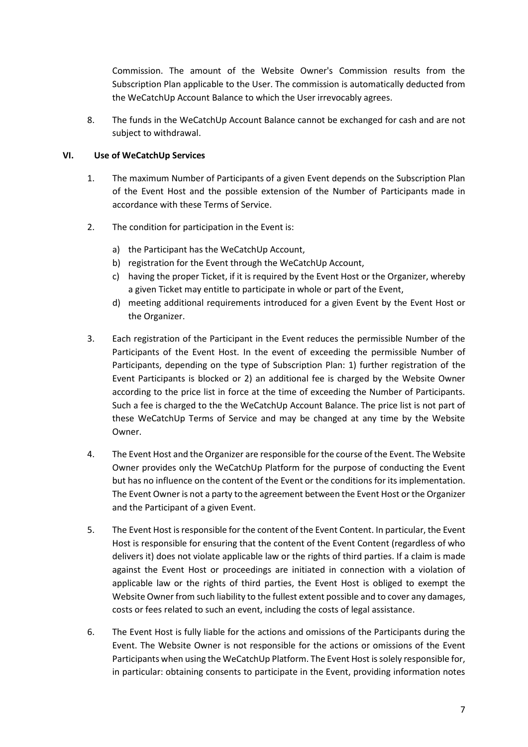Commission. The amount of the Website Owner's Commission results from the Subscription Plan applicable to the User. The commission is automatically deducted from the WeCatchUp Account Balance to which the User irrevocably agrees.

8. The funds in the WeCatchUp Account Balance cannot be exchanged for cash and are not subject to withdrawal.

## VI. Use of WeCatchUp Services

1. The maximum Number of Participants of a given Event depends on the Subscription Plan of the Event Host and the possible extension of the Number of Participants made in accordance with these Terms of Service.

2. The condition for participation in the Event is:
   a) the Participant has the WeCatchUp Account,
   b) registration for the Event through the WeCatchUp Account,
   c) having the proper Ticket, if it is required by the Event Host or the Organizer, whereby a given Ticket may entitle to participate in whole or part of the Event,
   d) meeting additional requirements introduced for a given Event by the Event Host or the Organizer.

3. Each registration of the Participant in the Event reduces the permissible Number of the Participants of the Event Host. In the event of exceeding the permissible Number of Participants, depending on the type of Subscription Plan: 1) further registration of the Event Participants is blocked or 2) an additional fee is charged by the Website Owner according to the price list in force at the time of exceeding the Number of Participants. Such a fee is charged to the the WeCatchUp Account Balance. The price list is not part of these WeCatchUp Terms of Service and may be changed at any time by the Website Owner.

4. The Event Host and the Organizer are responsible for the course of the Event. The Website Owner provides only the WeCatchUp Platform for the purpose of conducting the Event but has no influence on the content of the Event or the conditions for its implementation. The Event Owner is not a party to the agreement between the Event Host or the Organizer and the Participant of a given Event.

5. The Event Host is responsible for the content of the Event Content. In particular, the Event Host is responsible for ensuring that the content of the Event Content (regardless of who delivers it) does not violate applicable law or the rights of third parties. If a claim is made against the Event Host or proceedings are initiated in connection with a violation of applicable law or the rights of third parties, the Event Host is obliged to exempt the Website Owner from such liability to the fullest extent possible and to cover any damages, costs or fees related to such an event, including the costs of legal assistance.

6. The Event Host is fully liable for the actions and omissions of the Participants during the Event. The Website Owner is not responsible for the actions or omissions of the Event Participants when using the WeCatchUp Platform. The Event Host is solely responsible for, in particular: obtaining consents to participate in the Event, providing information notes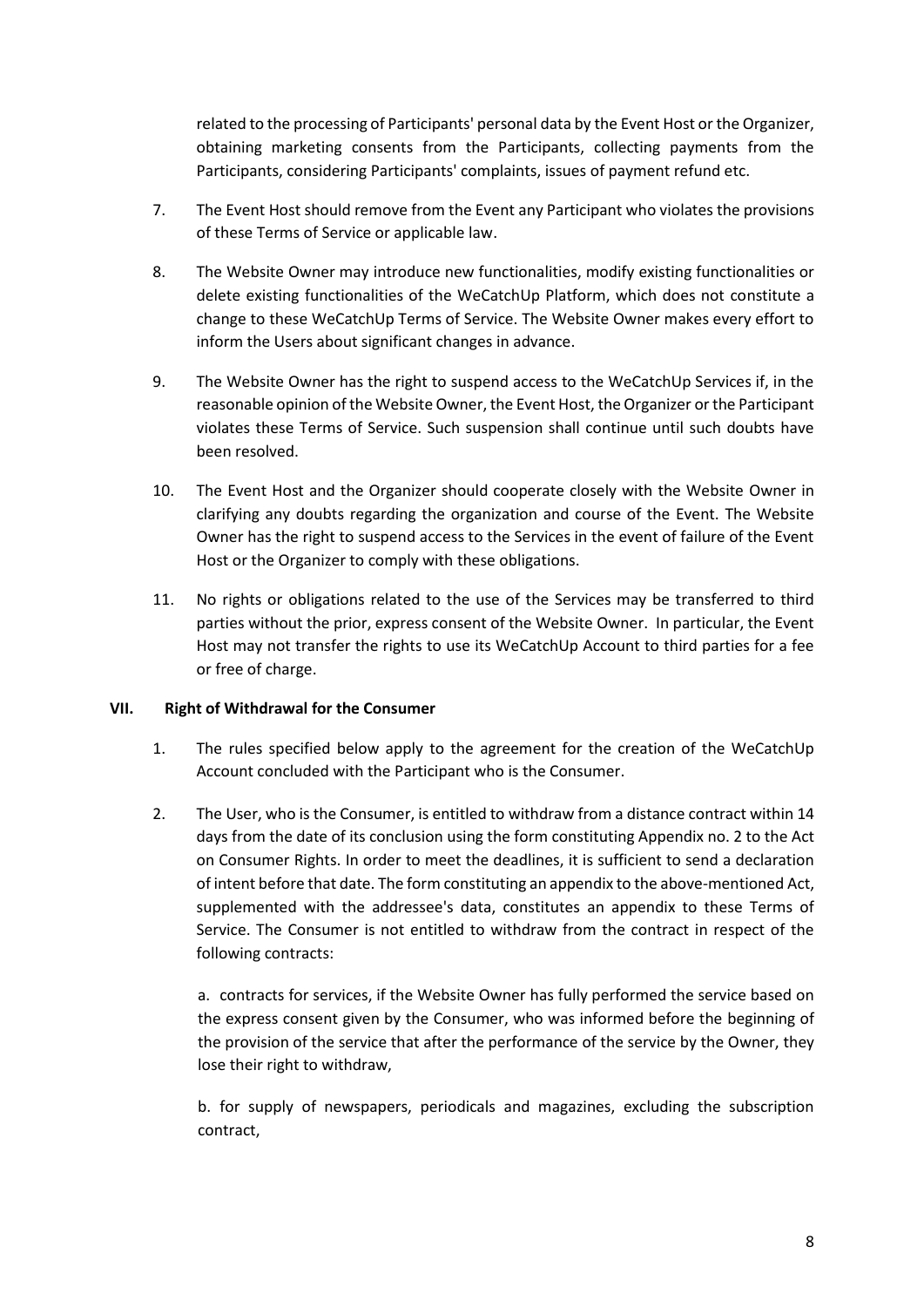related to the processing of Participants' personal data by the Event Host or the Organizer, obtaining marketing consents from the Participants, collecting payments from the Participants, considering Participants' complaints, issues of payment refund etc.

7. The Event Host should remove from the Event any Participant who violates the provisions of these Terms of Service or applicable law.

8. The Website Owner may introduce new functionalities, modify existing functionalities or delete existing functionalities of the WeCatchUp Platform, which does not constitute a change to these WeCatchUp Terms of Service. The Website Owner makes every effort to inform the Users about significant changes in advance.

9. The Website Owner has the right to suspend access to the WeCatchUp Services if, in the reasonable opinion of the Website Owner, the Event Host, the Organizer or the Participant violates these Terms of Service. Such suspension shall continue until such doubts have been resolved.

10. The Event Host and the Organizer should cooperate closely with the Website Owner in clarifying any doubts regarding the organization and course of the Event. The Website Owner has the right to suspend access to the Services in the event of failure of the Event Host or the Organizer to comply with these obligations.

11. No rights or obligations related to the use of the Services may be transferred to third parties without the prior, express consent of the Website Owner. In particular, the Event Host may not transfer the rights to use its WeCatchUp Account to third parties for a fee or free of charge.

## VII. Right of Withdrawal for the Consumer

1. The rules specified below apply to the agreement for the creation of the WeCatchUp Account concluded with the Participant who is the Consumer.

2. The User, who is the Consumer, is entitled to withdraw from a distance contract within 14 days from the date of its conclusion using the form constituting Appendix no. 2 to the Act on Consumer Rights. In order to meet the deadlines, it is sufficient to send a declaration of intent before that date. The form constituting an appendix to the above-mentioned Act, supplemented with the addressee's data, constitutes an appendix to these Terms of Service. The Consumer is not entitled to withdraw from the contract in respect of the following contracts:

   a. contracts for services, if the Website Owner has fully performed the service based on the express consent given by the Consumer, who was informed before the beginning of the provision of the service that after the performance of the service by the Owner, they lose their right to withdraw,

   b. for supply of newspapers, periodicals and magazines, excluding the subscription contract,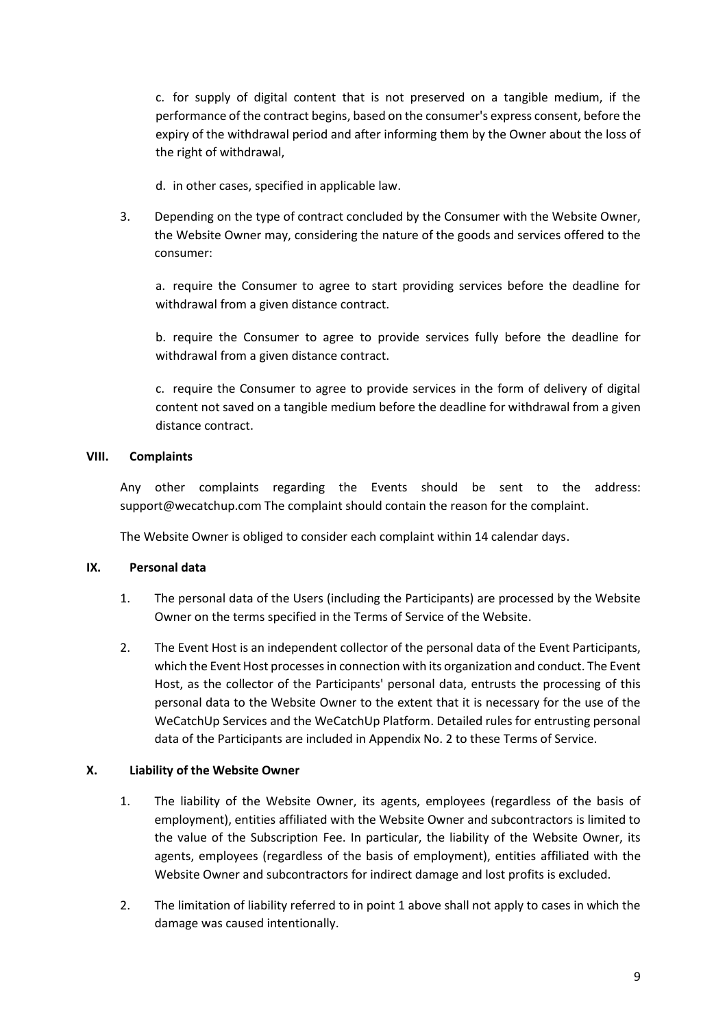c. for supply of digital content that is not preserved on a tangible medium, if the performance of the contract begins, based on the consumer's express consent, before the expiry of the withdrawal period and after informing them by the Owner about the loss of the right of withdrawal,

d. in other cases, specified in applicable law.

3. Depending on the type of contract concluded by the Consumer with the Website Owner, the Website Owner may, considering the nature of the goods and services offered to the consumer:

   a. require the Consumer to agree to start providing services before the deadline for withdrawal from a given distance contract.

   b. require the Consumer to agree to provide services fully before the deadline for withdrawal from a given distance contract.

   c. require the Consumer to agree to provide services in the form of delivery of digital content not saved on a tangible medium before the deadline for withdrawal from a given distance contract.

## VIII. Complaints

Any other complaints regarding the Events should be sent to the address: support@wecatchup.com The complaint should contain the reason for the complaint.

The Website Owner is obliged to consider each complaint within 14 calendar days.

## IX. Personal data

1. The personal data of the Users (including the Participants) are processed by the Website Owner on the terms specified in the Terms of Service of the Website.
2. The Event Host is an independent collector of the personal data of the Event Participants, which the Event Host processes in connection with its organization and conduct. The Event Host, as the collector of the Participants' personal data, entrusts the processing of this personal data to the Website Owner to the extent that it is necessary for the use of the WeCatchUp Services and the WeCatchUp Platform. Detailed rules for entrusting personal data of the Participants are included in Appendix No. 2 to these Terms of Service.

## X. Liability of the Website Owner

1. The liability of the Website Owner, its agents, employees (regardless of the basis of employment), entities affiliated with the Website Owner and subcontractors is limited to the value of the Subscription Fee. In particular, the liability of the Website Owner, its agents, employees (regardless of the basis of employment), entities affiliated with the Website Owner and subcontractors for indirect damage and lost profits is excluded.
2. The limitation of liability referred to in point 1 above shall not apply to cases in which the damage was caused intentionally.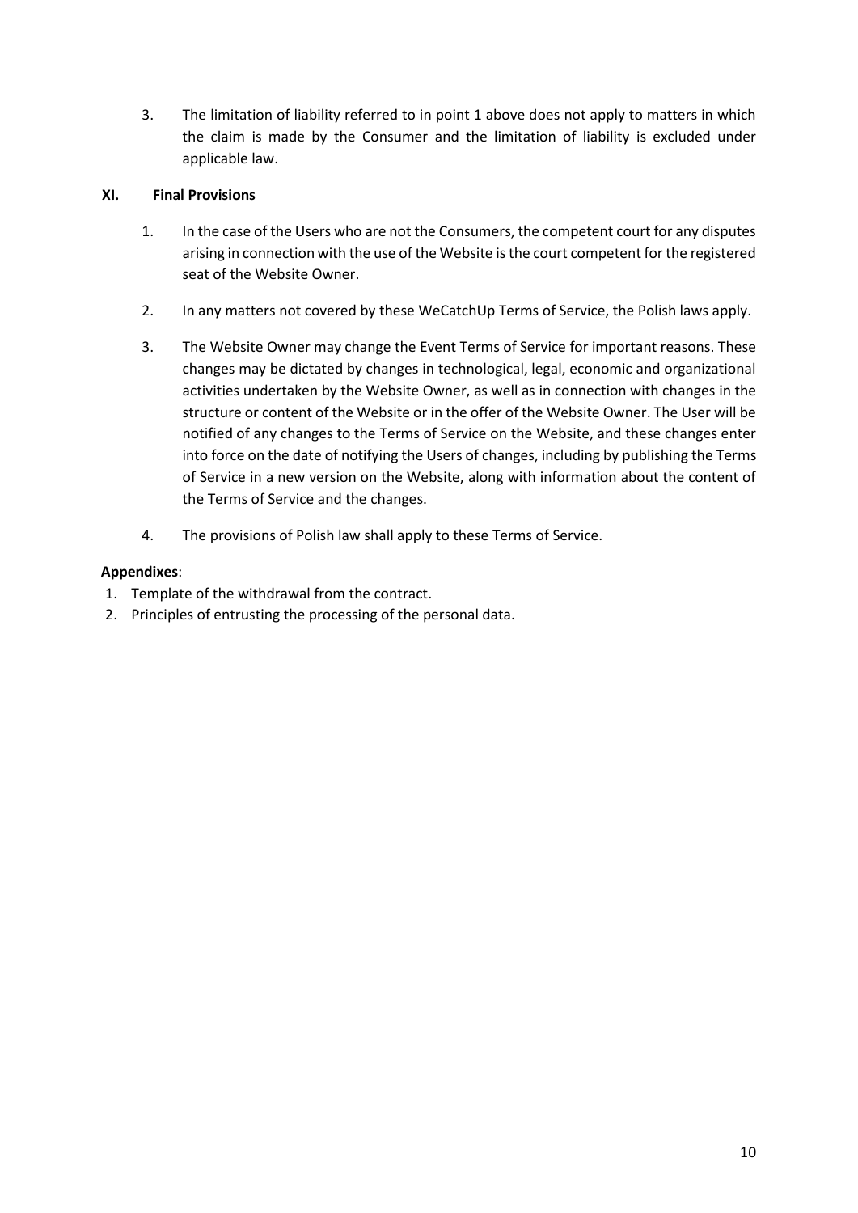3. The limitation of liability referred to in point 1 above does not apply to matters in which the claim is made by the Consumer and the limitation of liability is excluded under applicable law.

## XI. Final Provisions

1. In the case of the Users who are not the Consumers, the competent court for any disputes arising in connection with the use of the Website is the court competent for the registered seat of the Website Owner.

2. In any matters not covered by these WeCatchUp Terms of Service, the Polish laws apply.

3. The Website Owner may change the Event Terms of Service for important reasons. These changes may be dictated by changes in technological, legal, economic and organizational activities undertaken by the Website Owner, as well as in connection with changes in the structure or content of the Website or in the offer of the Website Owner. The User will be notified of any changes to the Terms of Service on the Website, and these changes enter into force on the date of notifying the Users of changes, including by publishing the Terms of Service in a new version on the Website, along with information about the content of the Terms of Service and the changes.

4. The provisions of Polish law shall apply to these Terms of Service.

**Appendixes**:

1. Template of the withdrawal from the contract.
2. Principles of entrusting the processing of the personal data.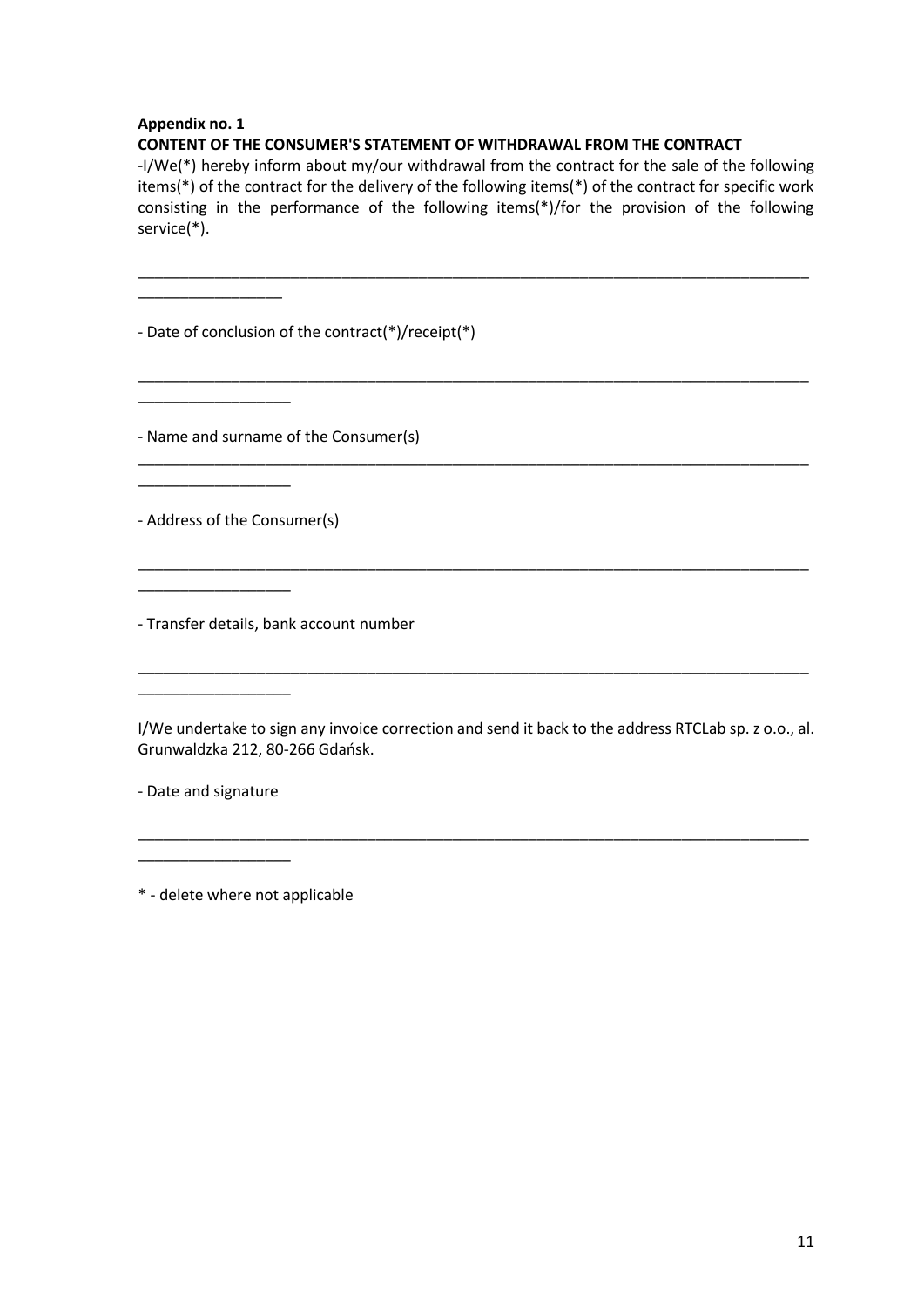**Appendix no. 1**

**CONTENT OF THE CONSUMER'S STATEMENT OF WITHDRAWAL FROM THE CONTRACT**

-I/We(*) hereby inform about my/our withdrawal from the contract for the sale of the following items(*) of the contract for the delivery of the following items(*) of the contract for specific work consisting in the performance of the following items(*)/for the provision of the following service(*).

_____________________________________________________________________________
_______________

- Date of conclusion of the contract(*)/receipt(*)

_____________________________________________________________________________
________________

- Name and surname of the Consumer(s)

_____________________________________________________________________________
________________

- Address of the Consumer(s)

_____________________________________________________________________________
________________

- Transfer details, bank account number

_____________________________________________________________________________
________________

I/We undertake to sign any invoice correction and send it back to the address RTCLab sp. z o.o., al. Grunwaldzka 212, 80-266 Gdańsk.

- Date and signature

_____________________________________________________________________________
________________

* - delete where not applicable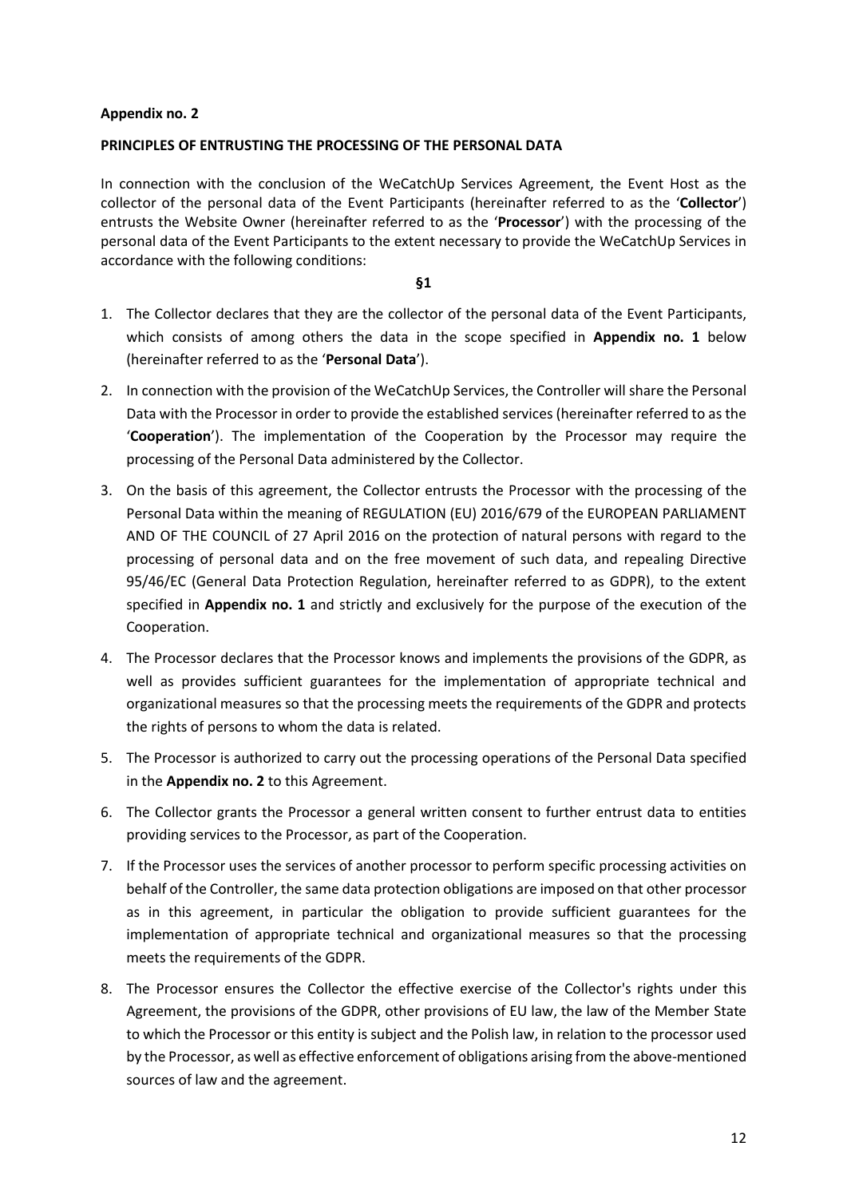**Appendix no. 2**

**PRINCIPLES OF ENTRUSTING THE PROCESSING OF THE PERSONAL DATA**

In connection with the conclusion of the WeCatchUp Services Agreement, the Event Host as the collector of the personal data of the Event Participants (hereinafter referred to as the '**Collector**') entrusts the Website Owner (hereinafter referred to as the '**Processor**') with the processing of the personal data of the Event Participants to the extent necessary to provide the WeCatchUp Services in accordance with the following conditions:

**§1**

1. The Collector declares that they are the collector of the personal data of the Event Participants, which consists of among others the data in the scope specified in **Appendix no. 1** below (hereinafter referred to as the '**Personal Data**').
2. In connection with the provision of the WeCatchUp Services, the Controller will share the Personal Data with the Processor in order to provide the established services (hereinafter referred to as the '**Cooperation**'). The implementation of the Cooperation by the Processor may require the processing of the Personal Data administered by the Collector.
3. On the basis of this agreement, the Collector entrusts the Processor with the processing of the Personal Data within the meaning of REGULATION (EU) 2016/679 of the EUROPEAN PARLIAMENT AND OF THE COUNCIL of 27 April 2016 on the protection of natural persons with regard to the processing of personal data and on the free movement of such data, and repealing Directive 95/46/EC (General Data Protection Regulation, hereinafter referred to as GDPR), to the extent specified in **Appendix no. 1** and strictly and exclusively for the purpose of the execution of the Cooperation.
4. The Processor declares that the Processor knows and implements the provisions of the GDPR, as well as provides sufficient guarantees for the implementation of appropriate technical and organizational measures so that the processing meets the requirements of the GDPR and protects the rights of persons to whom the data is related.
5. The Processor is authorized to carry out the processing operations of the Personal Data specified in the **Appendix no. 2** to this Agreement.
6. The Collector grants the Processor a general written consent to further entrust data to entities providing services to the Processor, as part of the Cooperation.
7. If the Processor uses the services of another processor to perform specific processing activities on behalf of the Controller, the same data protection obligations are imposed on that other processor as in this agreement, in particular the obligation to provide sufficient guarantees for the implementation of appropriate technical and organizational measures so that the processing meets the requirements of the GDPR.
8. The Processor ensures the Collector the effective exercise of the Collector's rights under this Agreement, the provisions of the GDPR, other provisions of EU law, the law of the Member State to which the Processor or this entity is subject and the Polish law, in relation to the processor used by the Processor, as well as effective enforcement of obligations arising from the above-mentioned sources of law and the agreement.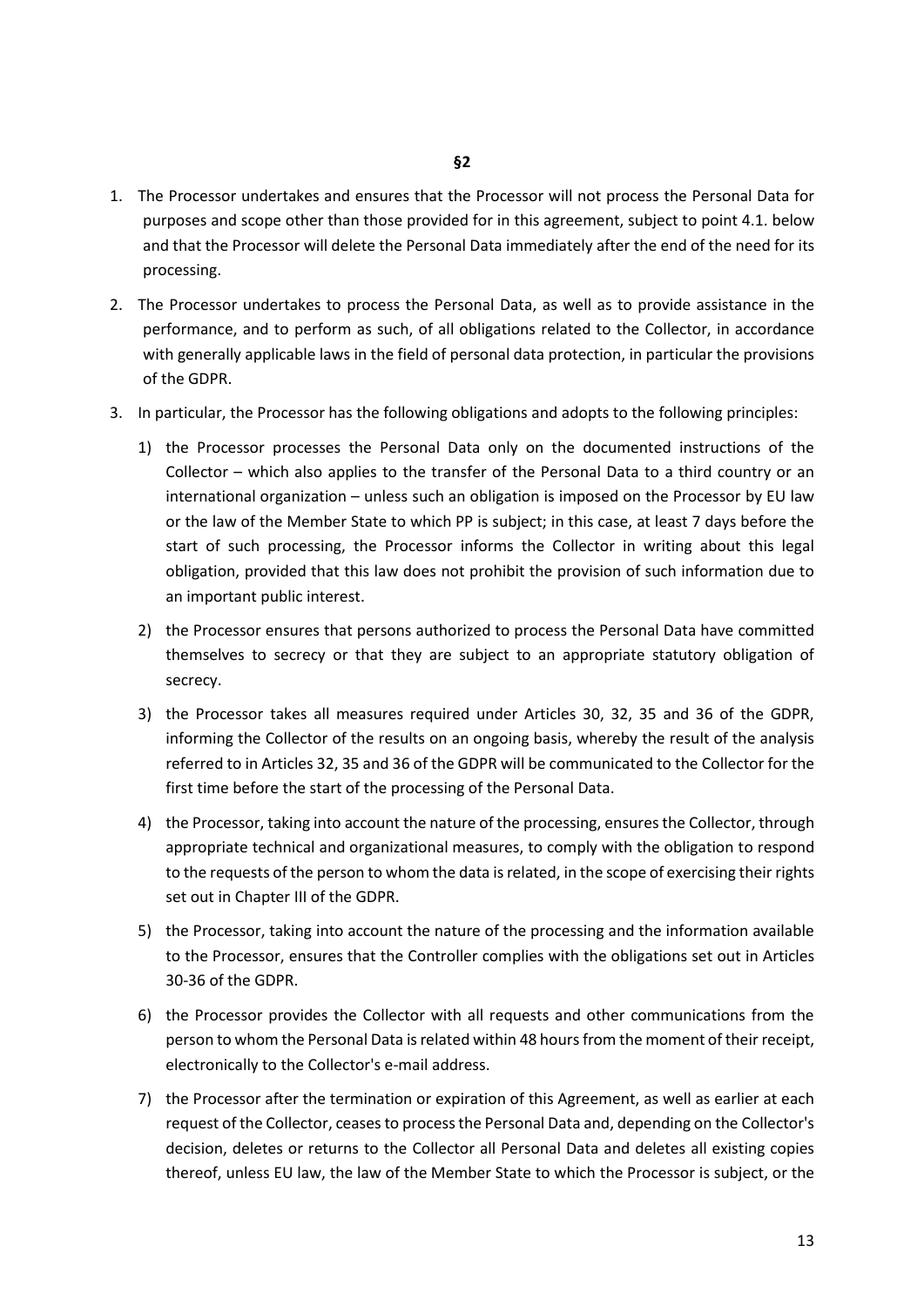**§2**

1. The Processor undertakes and ensures that the Processor will not process the Personal Data for purposes and scope other than those provided for in this agreement, subject to point 4.1. below and that the Processor will delete the Personal Data immediately after the end of the need for its processing.
2. The Processor undertakes to process the Personal Data, as well as to provide assistance in the performance, and to perform as such, of all obligations related to the Collector, in accordance with generally applicable laws in the field of personal data protection, in particular the provisions of the GDPR.
3. In particular, the Processor has the following obligations and adopts to the following principles:
    1) the Processor processes the Personal Data only on the documented instructions of the Collector – which also applies to the transfer of the Personal Data to a third country or an international organization – unless such an obligation is imposed on the Processor by EU law or the law of the Member State to which PP is subject; in this case, at least 7 days before the start of such processing, the Processor informs the Collector in writing about this legal obligation, provided that this law does not prohibit the provision of such information due to an important public interest.
    2) the Processor ensures that persons authorized to process the Personal Data have committed themselves to secrecy or that they are subject to an appropriate statutory obligation of secrecy.
    3) the Processor takes all measures required under Articles 30, 32, 35 and 36 of the GDPR, informing the Collector of the results on an ongoing basis, whereby the result of the analysis referred to in Articles 32, 35 and 36 of the GDPR will be communicated to the Collector for the first time before the start of the processing of the Personal Data.
    4) the Processor, taking into account the nature of the processing, ensures the Collector, through appropriate technical and organizational measures, to comply with the obligation to respond to the requests of the person to whom the data is related, in the scope of exercising their rights set out in Chapter III of the GDPR.
    5) the Processor, taking into account the nature of the processing and the information available to the Processor, ensures that the Controller complies with the obligations set out in Articles 30-36 of the GDPR.
    6) the Processor provides the Collector with all requests and other communications from the person to whom the Personal Data is related within 48 hours from the moment of their receipt, electronically to the Collector's e-mail address.
    7) the Processor after the termination or expiration of this Agreement, as well as earlier at each request of the Collector, ceases to process the Personal Data and, depending on the Collector's decision, deletes or returns to the Collector all Personal Data and deletes all existing copies thereof, unless EU law, the law of the Member State to which the Processor is subject, or the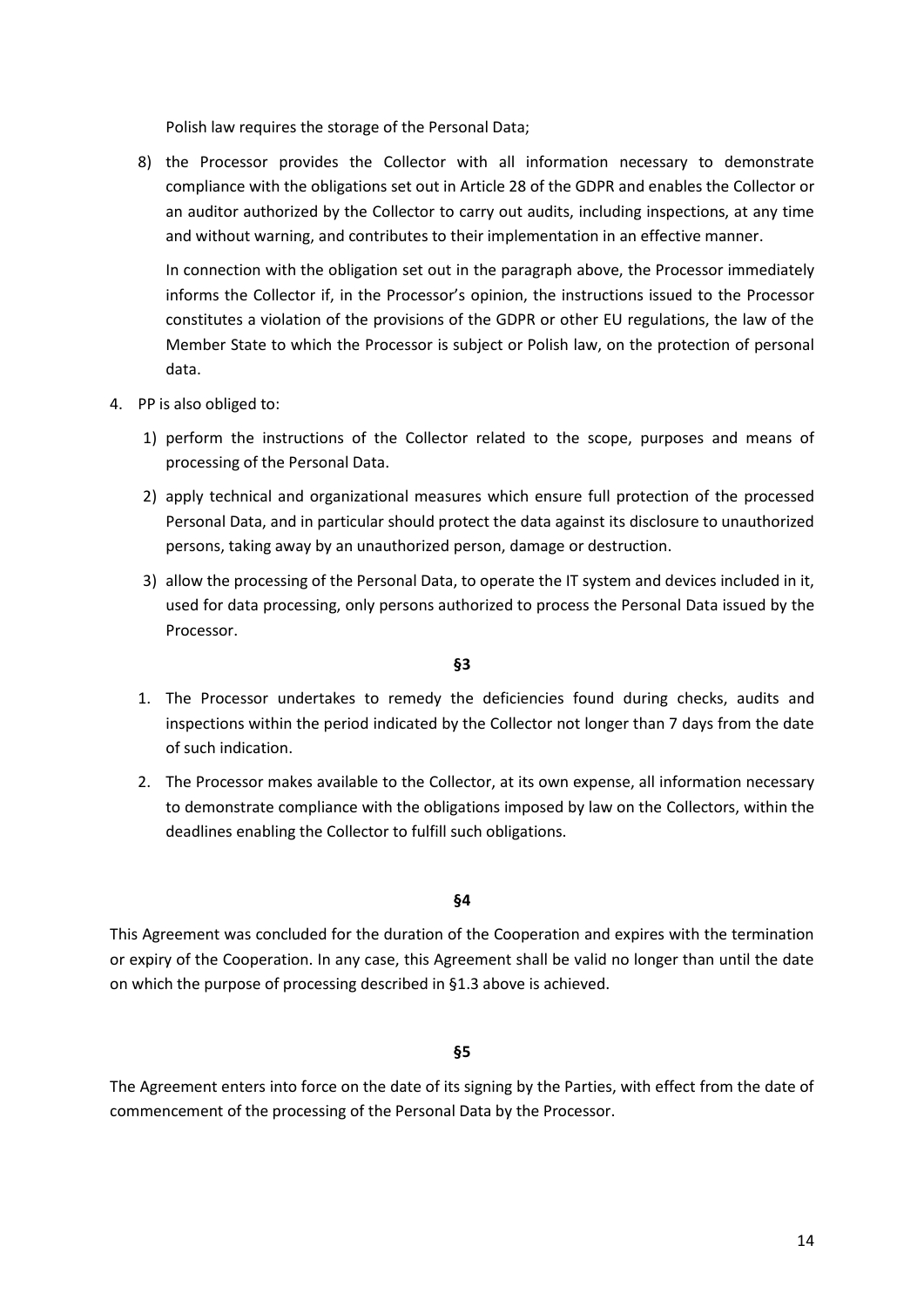Polish law requires the storage of the Personal Data;

8) the Processor provides the Collector with all information necessary to demonstrate compliance with the obligations set out in Article 28 of the GDPR and enables the Collector or an auditor authorized by the Collector to carry out audits, including inspections, at any time and without warning, and contributes to their implementation in an effective manner.

   In connection with the obligation set out in the paragraph above, the Processor immediately informs the Collector if, in the Processor's opinion, the instructions issued to the Processor constitutes a violation of the provisions of the GDPR or other EU regulations, the law of the Member State to which the Processor is subject or Polish law, on the protection of personal data.

4. PP is also obliged to:

   1) perform the instructions of the Collector related to the scope, purposes and means of processing of the Personal Data.
   2) apply technical and organizational measures which ensure full protection of the processed Personal Data, and in particular should protect the data against its disclosure to unauthorized persons, taking away by an unauthorized person, damage or destruction.
   3) allow the processing of the Personal Data, to operate the IT system and devices included in it, used for data processing, only persons authorized to process the Personal Data issued by the Processor.

**§3**

1. The Processor undertakes to remedy the deficiencies found during checks, audits and inspections within the period indicated by the Collector not longer than 7 days from the date of such indication.
2. The Processor makes available to the Collector, at its own expense, all information necessary to demonstrate compliance with the obligations imposed by law on the Collectors, within the deadlines enabling the Collector to fulfill such obligations.

**§4**

This Agreement was concluded for the duration of the Cooperation and expires with the termination or expiry of the Cooperation. In any case, this Agreement shall be valid no longer than until the date on which the purpose of processing described in §1.3 above is achieved.

**§5**

The Agreement enters into force on the date of its signing by the Parties, with effect from the date of commencement of the processing of the Personal Data by the Processor.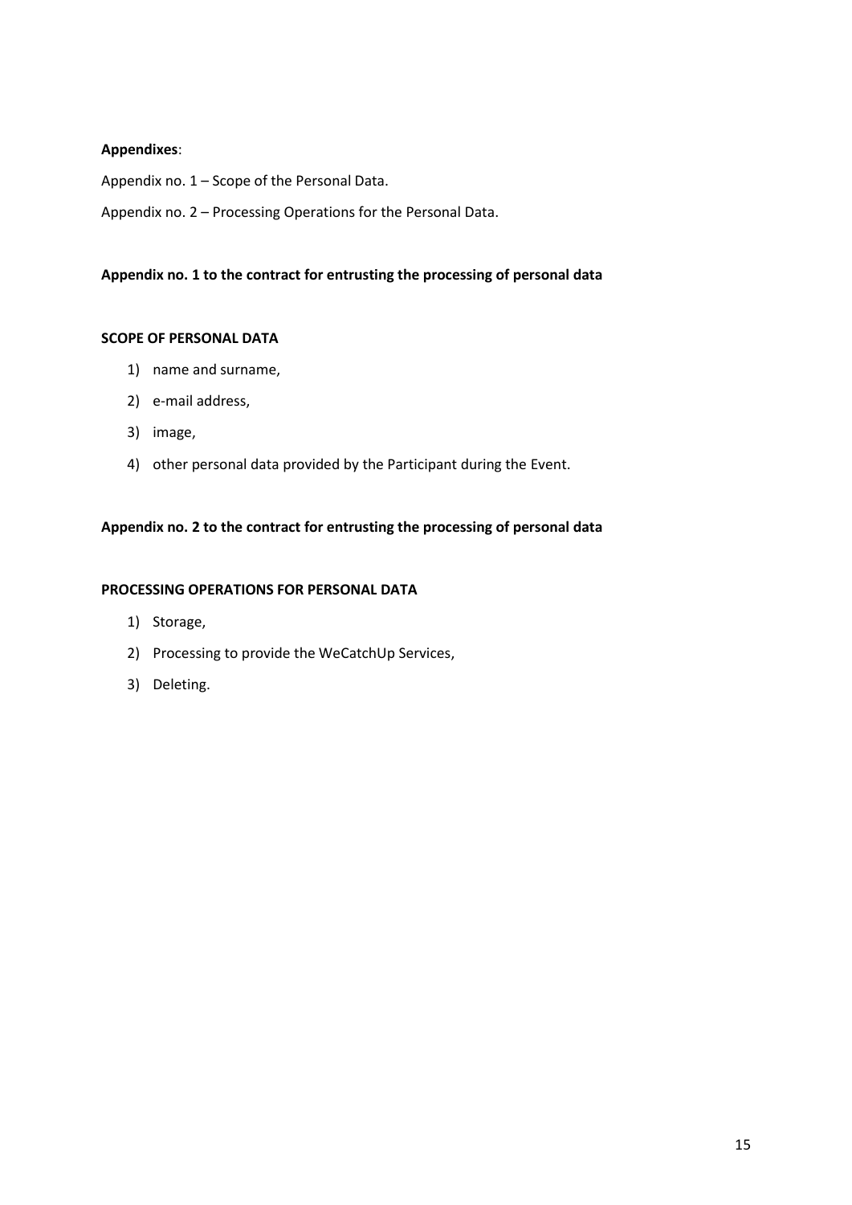**Appendixes**:

Appendix no. 1 – Scope of the Personal Data.

Appendix no. 2 – Processing Operations for the Personal Data.

**Appendix no. 1 to the contract for entrusting the processing of personal data**

**SCOPE OF PERSONAL DATA**

1) name and surname,
2) e-mail address,
3) image,
4) other personal data provided by the Participant during the Event.

**Appendix no. 2 to the contract for entrusting the processing of personal data**

**PROCESSING OPERATIONS FOR PERSONAL DATA**

1) Storage,
2) Processing to provide the WeCatchUp Services,
3) Deleting.